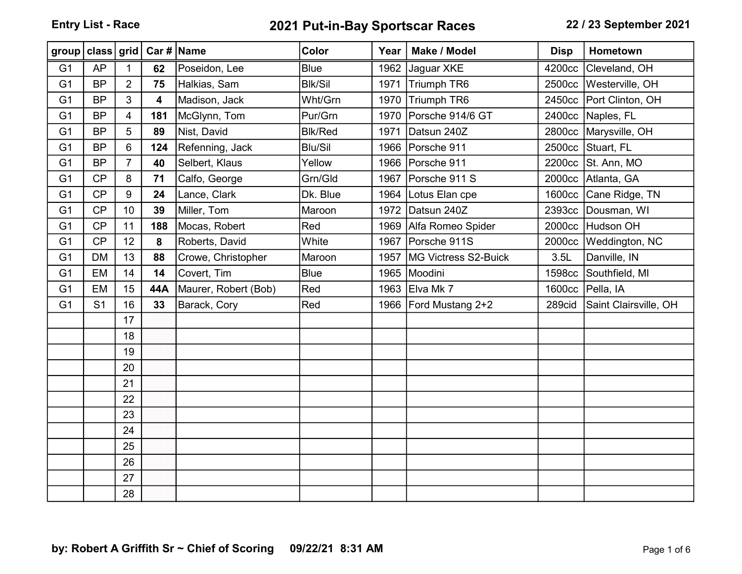**Entry List - Race** | **2021 Put-in-Bay Sportscar Races** | **22 / 23 September 2021**

| group | class | grid | Car # | Name | Color | Year | Make / Model | Disp | Hometown |
|---|---|---|---|---|---|---|---|---|---|
| G1 | AP | 1 | **62** | Poseidon, Lee | Blue | 1962 | Jaguar XKE | 4200cc | Cleveland, OH |
| G1 | BP | 2 | **75** | Halkias, Sam | Blk/Sil | 1971 | Triumph TR6 | 2500cc | Westerville, OH |
| G1 | BP | 3 | **4** | Madison, Jack | Wht/Grn | 1970 | Triumph TR6 | 2450cc | Port Clinton, OH |
| G1 | BP | 4 | **181** | McGlynn, Tom | Pur/Grn | 1970 | Porsche 914/6 GT | 2400cc | Naples, FL |
| G1 | BP | 5 | **89** | Nist, David | Blk/Red | 1971 | Datsun 240Z | 2800cc | Marysville, OH |
| G1 | BP | 6 | **124** | Refenning, Jack | Blu/Sil | 1966 | Porsche 911 | 2500cc | Stuart, FL |
| G1 | BP | 7 | **40** | Selbert, Klaus | Yellow | 1966 | Porsche 911 | 2200cc | St. Ann, MO |
| G1 | CP | 8 | **71** | Calfo, George | Grn/Gld | 1967 | Porsche 911 S | 2000cc | Atlanta, GA |
| G1 | CP | 9 | **24** | Lance, Clark | Dk. Blue | 1964 | Lotus Elan cpe | 1600cc | Cane Ridge, TN |
| G1 | CP | 10 | **39** | Miller, Tom | Maroon | 1972 | Datsun 240Z | 2393cc | Dousman, WI |
| G1 | CP | 11 | **188** | Mocas, Robert | Red | 1969 | Alfa Romeo Spider | 2000cc | Hudson OH |
| G1 | CP | 12 | **8** | Roberts, David | White | 1967 | Porsche 911S | 2000cc | Weddington, NC |
| G1 | DM | 13 | **88** | Crowe, Christopher | Maroon | 1957 | MG Victress S2-Buick | 3.5L | Danville, IN |
| G1 | EM | 14 | **14** | Covert, Tim | Blue | 1965 | Moodini | 1598cc | Southfield, MI |
| G1 | EM | 15 | **44A** | Maurer, Robert (Bob) | Red | 1963 | Elva Mk 7 | 1600cc | Pella, IA |
| G1 | S1 | 16 | **33** | Barack, Cory | Red | 1966 | Ford Mustang 2+2 | 289cid | Saint Clairsville, OH |
| | | 17 | | | | | | | |
| | | 18 | | | | | | | |
| | | 19 | | | | | | | |
| | | 20 | | | | | | | |
| | | 21 | | | | | | | |
| | | 22 | | | | | | | |
| | | 23 | | | | | | | |
| | | 24 | | | | | | | |
| | | 25 | | | | | | | |
| | | 26 | | | | | | | |
| | | 27 | | | | | | | |
| | | 28 | | | | | | | |

**by: Robert A Griffith Sr ~ Chief of Scoring 09/22/21 8:31 AM**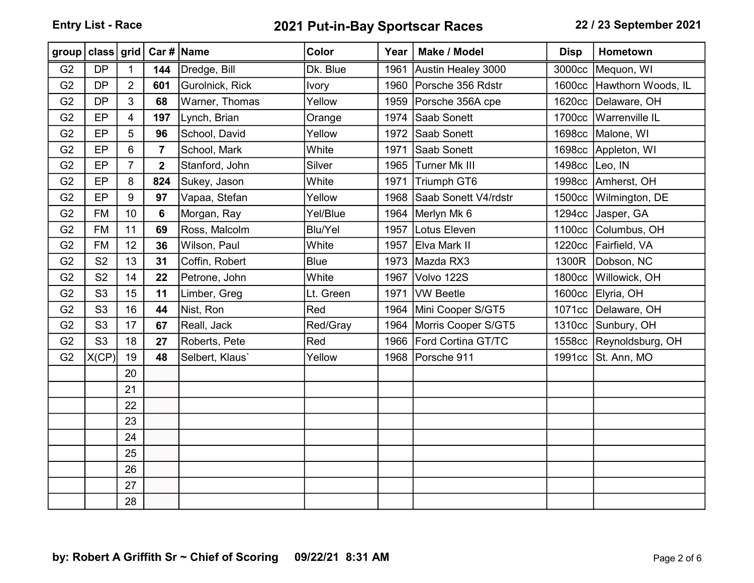**Entry List - Race**

# 2021 Put-in-Bay Sportscar Races

**22 / 23 September 2021**

| group | class | grid | Car # | Name | Color | Year | Make / Model | Disp | Hometown |
|---|---|---|---|---|---|---|---|---|---|
| G2 | DP | 1 | **144** | Dredge, Bill | Dk. Blue | 1961 | Austin Healey 3000 | 3000cc | Mequon, WI |
| G2 | DP | 2 | **601** | Gurolnick, Rick | Ivory | 1960 | Porsche 356 Rdstr | 1600cc | Hawthorn Woods, IL |
| G2 | DP | 3 | **68** | Warner, Thomas | Yellow | 1959 | Porsche 356A cpe | 1620cc | Delaware, OH |
| G2 | EP | 4 | **197** | Lynch, Brian | Orange | 1974 | Saab Sonett | 1700cc | Warrenville IL |
| G2 | EP | 5 | **96** | School, David | Yellow | 1972 | Saab Sonett | 1698cc | Malone, WI |
| G2 | EP | 6 | **7** | School, Mark | White | 1971 | Saab Sonett | 1698cc | Appleton, WI |
| G2 | EP | 7 | **2** | Stanford, John | Silver | 1965 | Turner Mk III | 1498cc | Leo, IN |
| G2 | EP | 8 | **824** | Sukey, Jason | White | 1971 | Triumph GT6 | 1998cc | Amherst, OH |
| G2 | EP | 9 | **97** | Vapaa, Stefan | Yellow | 1968 | Saab Sonett V4/rdstr | 1500cc | Wilmington, DE |
| G2 | FM | 10 | **6** | Morgan, Ray | Yel/Blue | 1964 | Merlyn Mk 6 | 1294cc | Jasper, GA |
| G2 | FM | 11 | **69** | Ross, Malcolm | Blu/Yel | 1957 | Lotus Eleven | 1100cc | Columbus, OH |
| G2 | FM | 12 | **36** | Wilson, Paul | White | 1957 | Elva Mark II | 1220cc | Fairfield, VA |
| G2 | S2 | 13 | **31** | Coffin, Robert | Blue | 1973 | Mazda RX3 | 1300R | Dobson, NC |
| G2 | S2 | 14 | **22** | Petrone, John | White | 1967 | Volvo 122S | 1800cc | Willowick, OH |
| G2 | S3 | 15 | **11** | Limber, Greg | Lt. Green | 1971 | VW Beetle | 1600cc | Elyria, OH |
| G2 | S3 | 16 | **44** | Nist, Ron | Red | 1964 | Mini Cooper S/GT5 | 1071cc | Delaware, OH |
| G2 | S3 | 17 | **67** | Reall, Jack | Red/Gray | 1964 | Morris Cooper S/GT5 | 1310cc | Sunbury, OH |
| G2 | S3 | 18 | **27** | Roberts, Pete | Red | 1966 | Ford Cortina GT/TC | 1558cc | Reynoldsburg, OH |
| G2 | X(CP) | 19 | **48** | Selbert, Klaus` | Yellow | 1968 | Porsche 911 | 1991cc | St. Ann, MO |
| | | 20 | | | | | | | |
| | | 21 | | | | | | | |
| | | 22 | | | | | | | |
| | | 23 | | | | | | | |
| | | 24 | | | | | | | |
| | | 25 | | | | | | | |
| | | 26 | | | | | | | |
| | | 27 | | | | | | | |
| | | 28 | | | | | | | |

**by: Robert A Griffith Sr ~ Chief of Scoring 09/22/21 8:31 AM**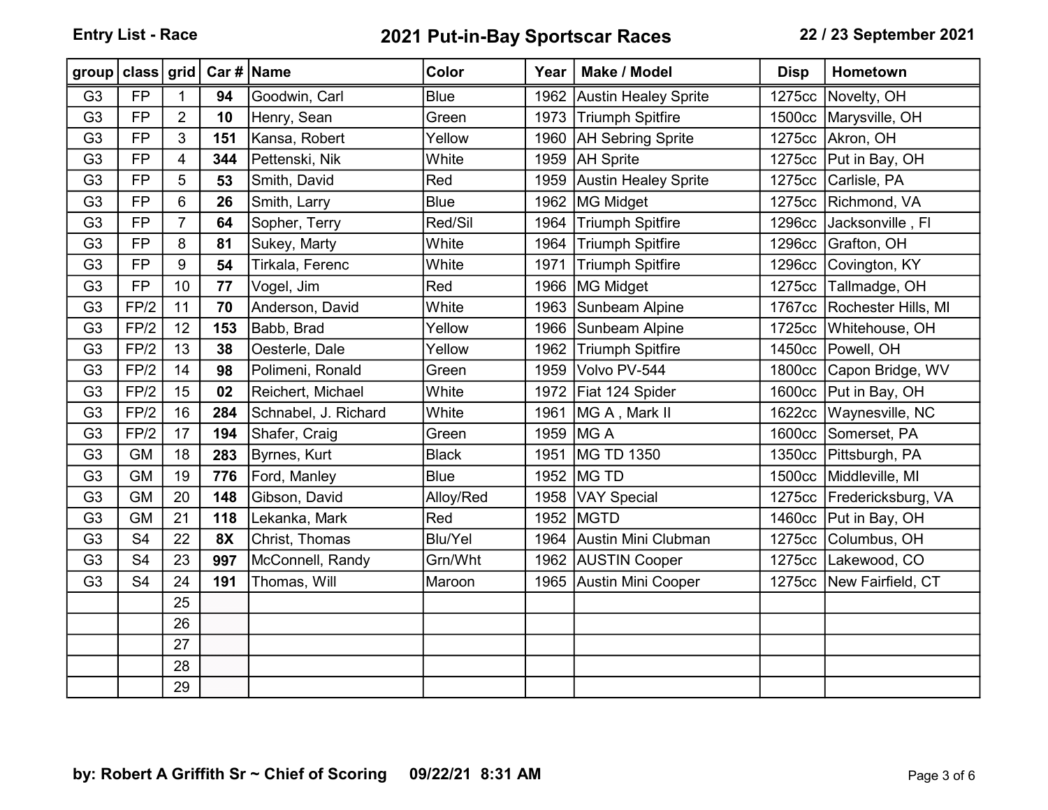Entry List - Race

# 2021 Put-in-Bay Sportscar Races

22 / 23 September 2021

| group | class | grid | Car # | Name | Color | Year | Make / Model | Disp | Hometown |
|---|---|---|---|---|---|---|---|---|---|
| G3 | FP | 1 | **94** | Goodwin, Carl | Blue | 1962 | Austin Healey Sprite | 1275cc | Novelty, OH |
| G3 | FP | 2 | **10** | Henry, Sean | Green | 1973 | Triumph Spitfire | 1500cc | Marysville, OH |
| G3 | FP | 3 | **151** | Kansa, Robert | Yellow | 1960 | AH Sebring Sprite | 1275cc | Akron, OH |
| G3 | FP | 4 | **344** | Pettenski, Nik | White | 1959 | AH Sprite | 1275cc | Put in Bay, OH |
| G3 | FP | 5 | **53** | Smith, David | Red | 1959 | Austin Healey Sprite | 1275cc | Carlisle, PA |
| G3 | FP | 6 | **26** | Smith, Larry | Blue | 1962 | MG Midget | 1275cc | Richmond, VA |
| G3 | FP | 7 | **64** | Sopher, Terry | Red/Sil | 1964 | Triumph Spitfire | 1296cc | Jacksonville , Fl |
| G3 | FP | 8 | **81** | Sukey, Marty | White | 1964 | Triumph Spitfire | 1296cc | Grafton, OH |
| G3 | FP | 9 | **54** | Tirkala, Ferenc | White | 1971 | Triumph Spitfire | 1296cc | Covington, KY |
| G3 | FP | 10 | **77** | Vogel, Jim | Red | 1966 | MG Midget | 1275cc | Tallmadge, OH |
| G3 | FP/2 | 11 | **70** | Anderson, David | White | 1963 | Sunbeam Alpine | 1767cc | Rochester Hills, MI |
| G3 | FP/2 | 12 | **153** | Babb, Brad | Yellow | 1966 | Sunbeam Alpine | 1725cc | Whitehouse, OH |
| G3 | FP/2 | 13 | **38** | Oesterle, Dale | Yellow | 1962 | Triumph Spitfire | 1450cc | Powell, OH |
| G3 | FP/2 | 14 | **98** | Polimeni, Ronald | Green | 1959 | Volvo PV-544 | 1800cc | Capon Bridge, WV |
| G3 | FP/2 | 15 | **02** | Reichert, Michael | White | 1972 | Fiat 124 Spider | 1600cc | Put in Bay, OH |
| G3 | FP/2 | 16 | **284** | Schnabel, J. Richard | White | 1961 | MG A , Mark II | 1622cc | Waynesville, NC |
| G3 | FP/2 | 17 | **194** | Shafer, Craig | Green | 1959 | MG A | 1600cc | Somerset, PA |
| G3 | GM | 18 | **283** | Byrnes, Kurt | Black | 1951 | MG TD 1350 | 1350cc | Pittsburgh, PA |
| G3 | GM | 19 | **776** | Ford, Manley | Blue | 1952 | MG TD | 1500cc | Middleville, MI |
| G3 | GM | 20 | **148** | Gibson, David | Alloy/Red | 1958 | VAY Special | 1275cc | Fredericksburg, VA |
| G3 | GM | 21 | **118** | Lekanka, Mark | Red | 1952 | MGTD | 1460cc | Put in Bay, OH |
| G3 | S4 | 22 | **8X** | Christ, Thomas | Blu/Yel | 1964 | Austin Mini Clubman | 1275cc | Columbus, OH |
| G3 | S4 | 23 | **997** | McConnell, Randy | Grn/Wht | 1962 | AUSTIN Cooper | 1275cc | Lakewood, CO |
| G3 | S4 | 24 | **191** | Thomas, Will | Maroon | 1965 | Austin Mini Cooper | 1275cc | New Fairfield, CT |
| | | 25 | | | | | | | |
| | | 26 | | | | | | | |
| | | 27 | | | | | | | |
| | | 28 | | | | | | | |
| | | 29 | | | | | | | |

**by: Robert A Griffith Sr ~ Chief of Scoring 09/22/21 8:31 AM**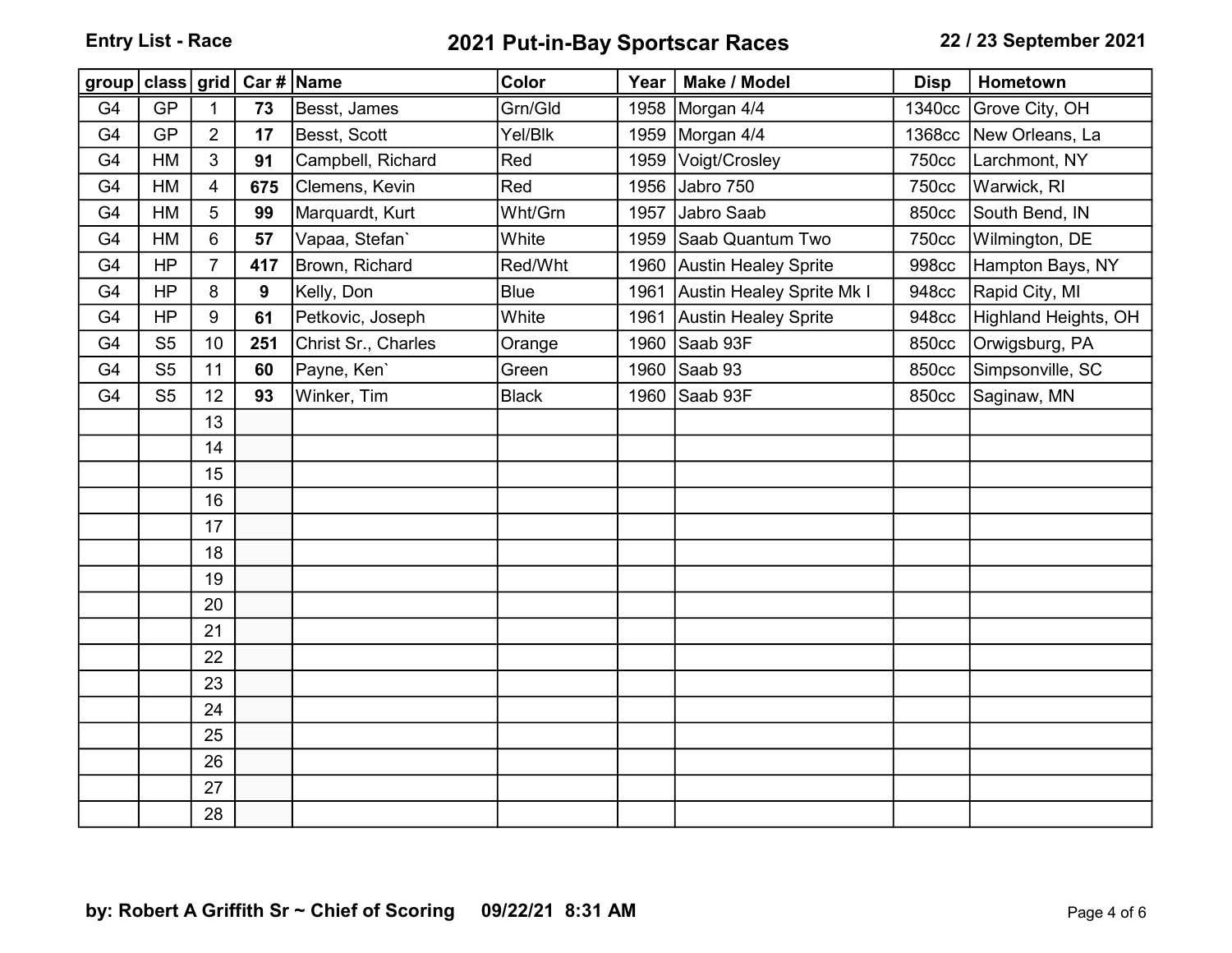**Entry List - Race**

# 2021 Put-in-Bay Sportscar Races

**22 / 23 September 2021**

| group | class | grid | Car # | Name | Color | Year | Make / Model | Disp | Hometown |
|---|---|---|---|---|---|---|---|---|---|
| G4 | GP | 1 | **73** | Besst, James | Grn/Gld | 1958 | Morgan 4/4 | 1340cc | Grove City, OH |
| G4 | GP | 2 | **17** | Besst, Scott | Yel/Blk | 1959 | Morgan 4/4 | 1368cc | New Orleans, La |
| G4 | HM | 3 | **91** | Campbell, Richard | Red | 1959 | Voigt/Crosley | 750cc | Larchmont, NY |
| G4 | HM | 4 | **675** | Clemens, Kevin | Red | 1956 | Jabro 750 | 750cc | Warwick, RI |
| G4 | HM | 5 | **99** | Marquardt, Kurt | Wht/Grn | 1957 | Jabro Saab | 850cc | South Bend, IN |
| G4 | HM | 6 | **57** | Vapaa, Stefan` | White | 1959 | Saab Quantum Two | 750cc | Wilmington, DE |
| G4 | HP | 7 | **417** | Brown, Richard | Red/Wht | 1960 | Austin Healey Sprite | 998cc | Hampton Bays, NY |
| G4 | HP | 8 | **9** | Kelly, Don | Blue | 1961 | Austin Healey Sprite Mk I | 948cc | Rapid City, MI |
| G4 | HP | 9 | **61** | Petkovic, Joseph | White | 1961 | Austin Healey Sprite | 948cc | Highland Heights, OH |
| G4 | S5 | 10 | **251** | Christ Sr., Charles | Orange | 1960 | Saab 93F | 850cc | Orwigsburg, PA |
| G4 | S5 | 11 | **60** | Payne, Ken` | Green | 1960 | Saab 93 | 850cc | Simpsonville, SC |
| G4 | S5 | 12 | **93** | Winker, Tim | Black | 1960 | Saab 93F | 850cc | Saginaw, MN |
| | | 13 | | | | | | | |
| | | 14 | | | | | | | |
| | | 15 | | | | | | | |
| | | 16 | | | | | | | |
| | | 17 | | | | | | | |
| | | 18 | | | | | | | |
| | | 19 | | | | | | | |
| | | 20 | | | | | | | |
| | | 21 | | | | | | | |
| | | 22 | | | | | | | |
| | | 23 | | | | | | | |
| | | 24 | | | | | | | |
| | | 25 | | | | | | | |
| | | 26 | | | | | | | |
| | | 27 | | | | | | | |
| | | 28 | | | | | | | |

**by: Robert A Griffith Sr ~ Chief of Scoring 09/22/21 8:31 AM**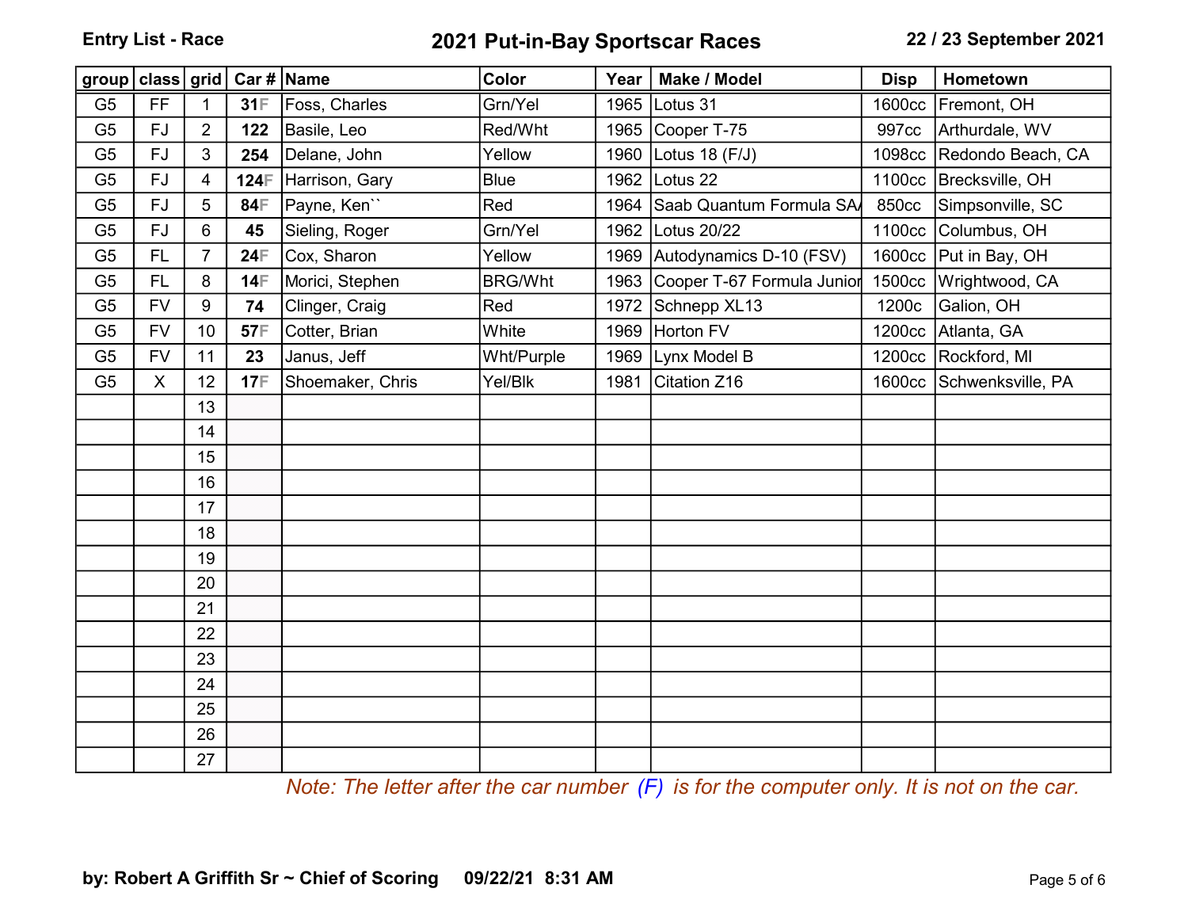**Entry List - Race** | **2021 Put-in-Bay Sportscar Races** | **22 / 23 September 2021**

| group | class | grid | Car # | Name | Color | Year | Make / Model | Disp | Hometown |
|---|---|---|---|---|---|---|---|---|---|
| G5 | FF | 1 | **31**F | Foss, Charles | Grn/Yel | 1965 | Lotus 31 | 1600cc | Fremont, OH |
| G5 | FJ | 2 | **122** | Basile, Leo | Red/Wht | 1965 | Cooper T-75 | 997cc | Arthurdale, WV |
| G5 | FJ | 3 | **254** | Delane, John | Yellow | 1960 | Lotus 18 (F/J) | 1098cc | Redondo Beach, CA |
| G5 | FJ | 4 | **124**F | Harrison, Gary | Blue | 1962 | Lotus 22 | 1100cc | Brecksville, OH |
| G5 | FJ | 5 | **84**F | Payne, Ken`` | Red | 1964 | Saab Quantum Formula SA/ | 850cc | Simpsonville, SC |
| G5 | FJ | 6 | **45** | Sieling, Roger | Grn/Yel | 1962 | Lotus 20/22 | 1100cc | Columbus, OH |
| G5 | FL | 7 | **24**F | Cox, Sharon | Yellow | 1969 | Autodynamics D-10 (FSV) | 1600cc | Put in Bay, OH |
| G5 | FL | 8 | **14**F | Morici, Stephen | BRG/Wht | 1963 | Cooper T-67 Formula Junior | 1500cc | Wrightwood, CA |
| G5 | FV | 9 | **74** | Clinger, Craig | Red | 1972 | Schnepp XL13 | 1200c | Galion, OH |
| G5 | FV | 10 | **57**F | Cotter, Brian | White | 1969 | Horton FV | 1200cc | Atlanta, GA |
| G5 | FV | 11 | **23** | Janus, Jeff | Wht/Purple | 1969 | Lynx Model B | 1200cc | Rockford, MI |
| G5 | X | 12 | **17**F | Shoemaker, Chris | Yel/Blk | 1981 | Citation Z16 | 1600cc | Schwenksville, PA |
| | | 13 | | | | | | | |
| | | 14 | | | | | | | |
| | | 15 | | | | | | | |
| | | 16 | | | | | | | |
| | | 17 | | | | | | | |
| | | 18 | | | | | | | |
| | | 19 | | | | | | | |
| | | 20 | | | | | | | |
| | | 21 | | | | | | | |
| | | 22 | | | | | | | |
| | | 23 | | | | | | | |
| | | 24 | | | | | | | |
| | | 25 | | | | | | | |
| | | 26 | | | | | | | |
| | | 27 | | | | | | | |

*Note: The letter after the car number (F) is for the computer only. It is not on the car.*

**by: Robert A Griffith Sr ~ Chief of Scoring 09/22/21 8:31 AM**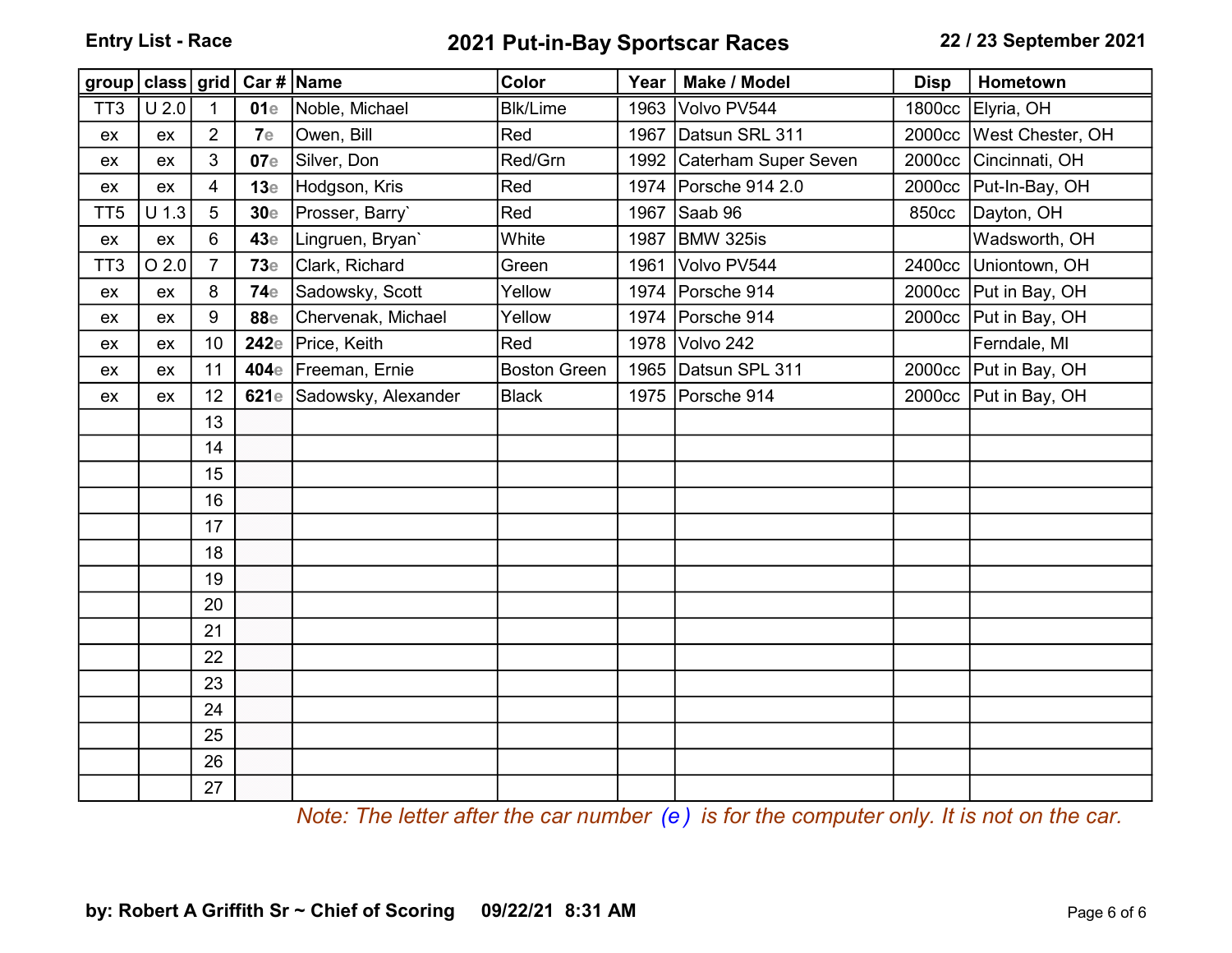**Entry List - Race** 

# 2021 Put-in-Bay Sportscar Races

**22 / 23 September 2021**

| group | class | grid | Car # | Name | Color | Year | Make / Model | Disp | Hometown |
|---|---|---|---|---|---|---|---|---|---|
| TT3 | U 2.0 | 1 | **01**e | Noble, Michael | Blk/Lime | 1963 | Volvo PV544 | 1800cc | Elyria, OH |
| ex | ex | 2 | **7**e | Owen, Bill | Red | 1967 | Datsun SRL 311 | 2000cc | West Chester, OH |
| ex | ex | 3 | **07**e | Silver, Don | Red/Grn | 1992 | Caterham Super Seven | 2000cc | Cincinnati, OH |
| ex | ex | 4 | **13**e | Hodgson, Kris | Red | 1974 | Porsche 914 2.0 | 2000cc | Put-In-Bay, OH |
| TT5 | U 1.3 | 5 | **30**e | Prosser, Barry` | Red | 1967 | Saab 96 | 850cc | Dayton, OH |
| ex | ex | 6 | **43**e | Lingruen, Bryan` | White | 1987 | BMW 325is | | Wadsworth, OH |
| TT3 | O 2.0 | 7 | **73**e | Clark, Richard | Green | 1961 | Volvo PV544 | 2400cc | Uniontown, OH |
| ex | ex | 8 | **74**e | Sadowsky, Scott | Yellow | 1974 | Porsche 914 | 2000cc | Put in Bay, OH |
| ex | ex | 9 | **88**e | Chervenak, Michael | Yellow | 1974 | Porsche 914 | 2000cc | Put in Bay, OH |
| ex | ex | 10 | **242**e | Price, Keith | Red | 1978 | Volvo 242 | | Ferndale, MI |
| ex | ex | 11 | **404**e | Freeman, Ernie | Boston Green | 1965 | Datsun SPL 311 | 2000cc | Put in Bay, OH |
| ex | ex | 12 | **621**e | Sadowsky, Alexander | Black | 1975 | Porsche 914 | 2000cc | Put in Bay, OH |
| | | 13 | | | | | | | |
| | | 14 | | | | | | | |
| | | 15 | | | | | | | |
| | | 16 | | | | | | | |
| | | 17 | | | | | | | |
| | | 18 | | | | | | | |
| | | 19 | | | | | | | |
| | | 20 | | | | | | | |
| | | 21 | | | | | | | |
| | | 22 | | | | | | | |
| | | 23 | | | | | | | |
| | | 24 | | | | | | | |
| | | 25 | | | | | | | |
| | | 26 | | | | | | | |
| | | 27 | | | | | | | |

*Note: The letter after the car number (e) is for the computer only. It is not on the car.*

**by: Robert A Griffith Sr ~ Chief of Scoring 09/22/21 8:31 AM**